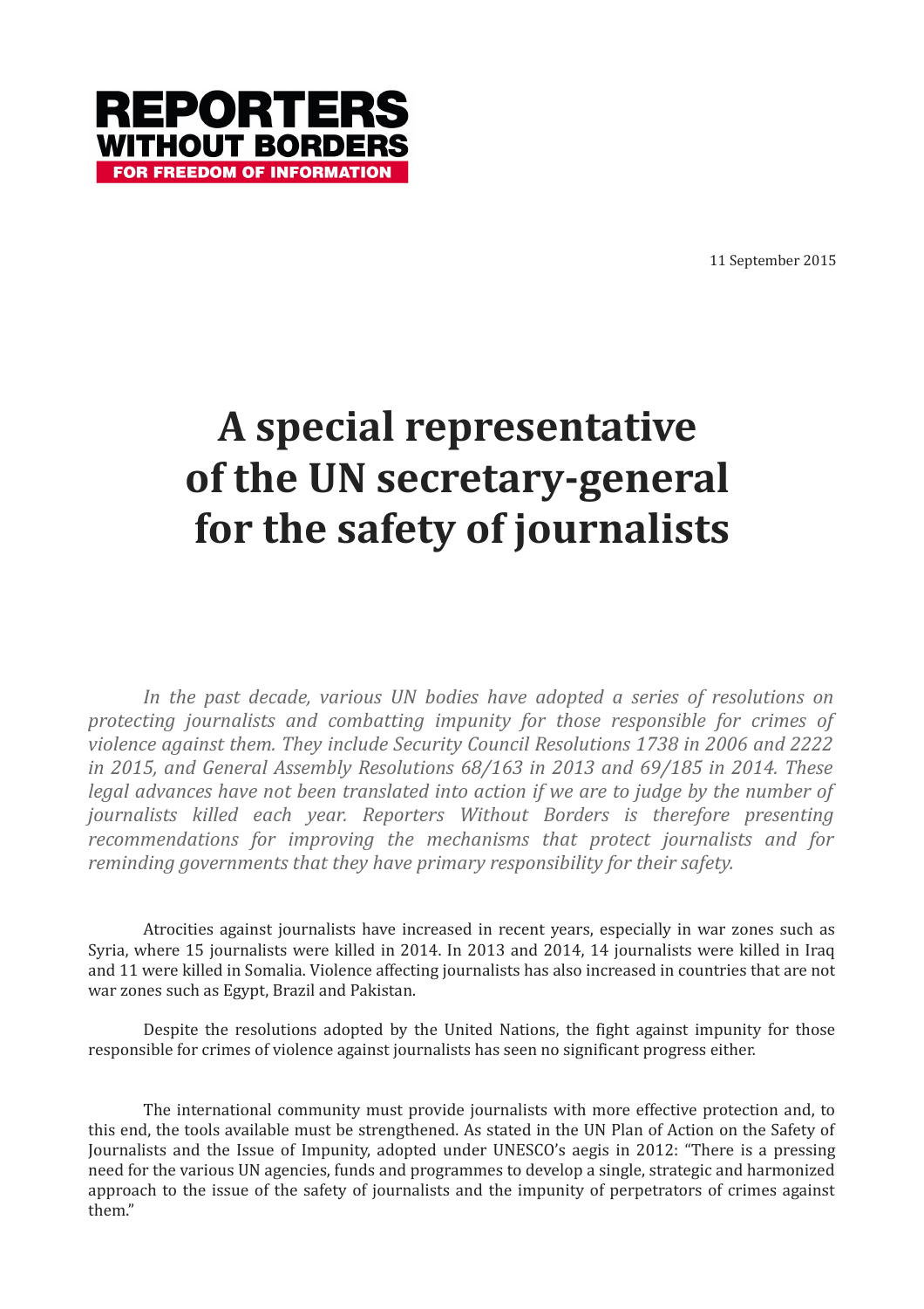REPORTERS WITHOUT BORDERS

FOR FREEDOM OF INFORMATION

11 September 2015

# A special representative of the UN secretary-general for the safety of journalists

*In the past decade, various UN bodies have adopted a series of resolutions on protecting journalists and combatting impunity for those responsible for crimes of violence against them. They include Security Council Resolutions 1738 in 2006 and 2222 in 2015, and General Assembly Resolutions 68/163 in 2013 and 69/185 in 2014. These legal advances have not been translated into action if we are to judge by the number of journalists killed each year. Reporters Without Borders is therefore presenting recommendations for improving the mechanisms that protect journalists and for reminding governments that they have primary responsibility for their safety.*

Atrocities against journalists have increased in recent years, especially in war zones such as Syria, where 15 journalists were killed in 2014. In 2013 and 2014, 14 journalists were killed in Iraq and 11 were killed in Somalia. Violence affecting journalists has also increased in countries that are not war zones such as Egypt, Brazil and Pakistan.

Despite the resolutions adopted by the United Nations, the fight against impunity for those responsible for crimes of violence against journalists has seen no significant progress either.

The international community must provide journalists with more effective protection and, to this end, the tools available must be strengthened. As stated in the UN Plan of Action on the Safety of Journalists and the Issue of Impunity, adopted under UNESCO's aegis in 2012: "There is a pressing need for the various UN agencies, funds and programmes to develop a single, strategic and harmonized approach to the issue of the safety of journalists and the impunity of perpetrators of crimes against them."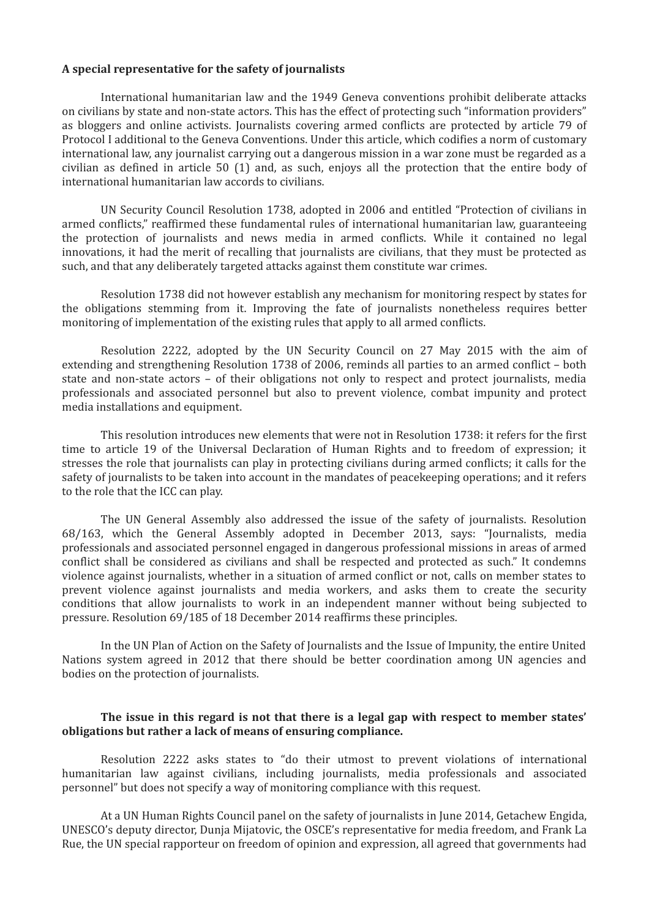**A special representative for the safety of journalists**

International humanitarian law and the 1949 Geneva conventions prohibit deliberate attacks on civilians by state and non-state actors. This has the effect of protecting such "information providers" as bloggers and online activists. Journalists covering armed conflicts are protected by article 79 of Protocol I additional to the Geneva Conventions. Under this article, which codifies a norm of customary international law, any journalist carrying out a dangerous mission in a war zone must be regarded as a civilian as defined in article 50 (1) and, as such, enjoys all the protection that the entire body of international humanitarian law accords to civilians.

UN Security Council Resolution 1738, adopted in 2006 and entitled "Protection of civilians in armed conflicts," reaffirmed these fundamental rules of international humanitarian law, guaranteeing the protection of journalists and news media in armed conflicts. While it contained no legal innovations, it had the merit of recalling that journalists are civilians, that they must be protected as such, and that any deliberately targeted attacks against them constitute war crimes.

Resolution 1738 did not however establish any mechanism for monitoring respect by states for the obligations stemming from it. Improving the fate of journalists nonetheless requires better monitoring of implementation of the existing rules that apply to all armed conflicts.

Resolution 2222, adopted by the UN Security Council on 27 May 2015 with the aim of extending and strengthening Resolution 1738 of 2006, reminds all parties to an armed conflict – both state and non-state actors – of their obligations not only to respect and protect journalists, media professionals and associated personnel but also to prevent violence, combat impunity and protect media installations and equipment.

This resolution introduces new elements that were not in Resolution 1738: it refers for the first time to article 19 of the Universal Declaration of Human Rights and to freedom of expression; it stresses the role that journalists can play in protecting civilians during armed conflicts; it calls for the safety of journalists to be taken into account in the mandates of peacekeeping operations; and it refers to the role that the ICC can play.

The UN General Assembly also addressed the issue of the safety of journalists. Resolution 68/163, which the General Assembly adopted in December 2013, says: "Journalists, media professionals and associated personnel engaged in dangerous professional missions in areas of armed conflict shall be considered as civilians and shall be respected and protected as such." It condemns violence against journalists, whether in a situation of armed conflict or not, calls on member states to prevent violence against journalists and media workers, and asks them to create the security conditions that allow journalists to work in an independent manner without being subjected to pressure. Resolution 69/185 of 18 December 2014 reaffirms these principles.

In the UN Plan of Action on the Safety of Journalists and the Issue of Impunity, the entire United Nations system agreed in 2012 that there should be better coordination among UN agencies and bodies on the protection of journalists.

**The issue in this regard is not that there is a legal gap with respect to member states' obligations but rather a lack of means of ensuring compliance.**

Resolution 2222 asks states to "do their utmost to prevent violations of international humanitarian law against civilians, including journalists, media professionals and associated personnel" but does not specify a way of monitoring compliance with this request.

At a UN Human Rights Council panel on the safety of journalists in June 2014, Getachew Engida, UNESCO's deputy director, Dunja Mijatovic, the OSCE's representative for media freedom, and Frank La Rue, the UN special rapporteur on freedom of opinion and expression, all agreed that governments had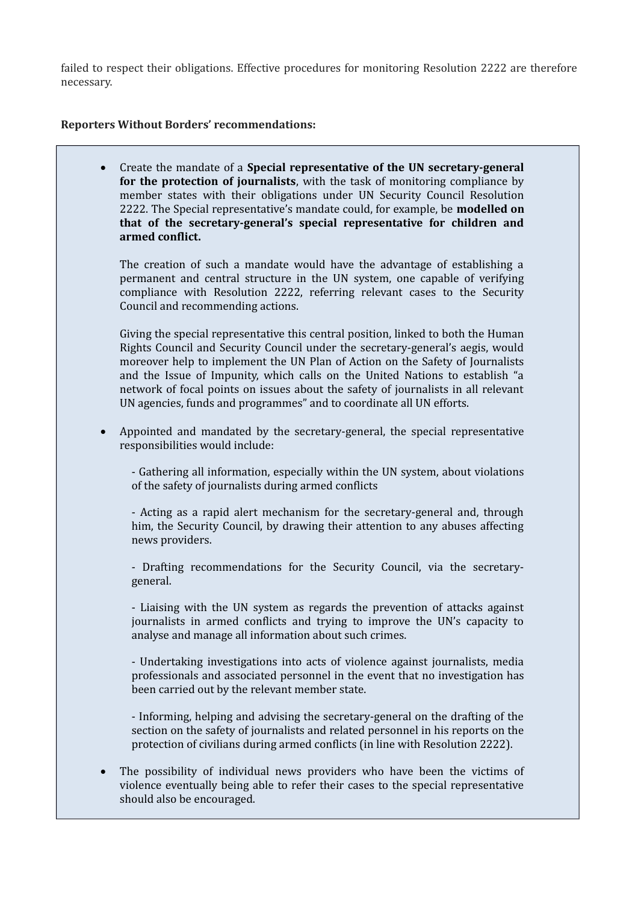failed to respect their obligations. Effective procedures for monitoring Resolution 2222 are therefore necessary.

**Reporters Without Borders' recommendations:**

- Create the mandate of a **Special representative of the UN secretary-general for the protection of journalists**, with the task of monitoring compliance by member states with their obligations under UN Security Council Resolution 2222. The Special representative's mandate could, for example, be **modelled on that of the secretary-general's special representative for children and armed conflict.**

  The creation of such a mandate would have the advantage of establishing a permanent and central structure in the UN system, one capable of verifying compliance with Resolution 2222, referring relevant cases to the Security Council and recommending actions.

  Giving the special representative this central position, linked to both the Human Rights Council and Security Council under the secretary-general's aegis, would moreover help to implement the UN Plan of Action on the Safety of Journalists and the Issue of Impunity, which calls on the United Nations to establish "a network of focal points on issues about the safety of journalists in all relevant UN agencies, funds and programmes" and to coordinate all UN efforts.

- Appointed and mandated by the secretary-general, the special representative responsibilities would include:

  - Gathering all information, especially within the UN system, about violations of the safety of journalists during armed conflicts

  - Acting as a rapid alert mechanism for the secretary-general and, through him, the Security Council, by drawing their attention to any abuses affecting news providers.

  - Drafting recommendations for the Security Council, via the secretary-general.

  - Liaising with the UN system as regards the prevention of attacks against journalists in armed conflicts and trying to improve the UN's capacity to analyse and manage all information about such crimes.

  - Undertaking investigations into acts of violence against journalists, media professionals and associated personnel in the event that no investigation has been carried out by the relevant member state.

  - Informing, helping and advising the secretary-general on the drafting of the section on the safety of journalists and related personnel in his reports on the protection of civilians during armed conflicts (in line with Resolution 2222).

- The possibility of individual news providers who have been the victims of violence eventually being able to refer their cases to the special representative should also be encouraged.